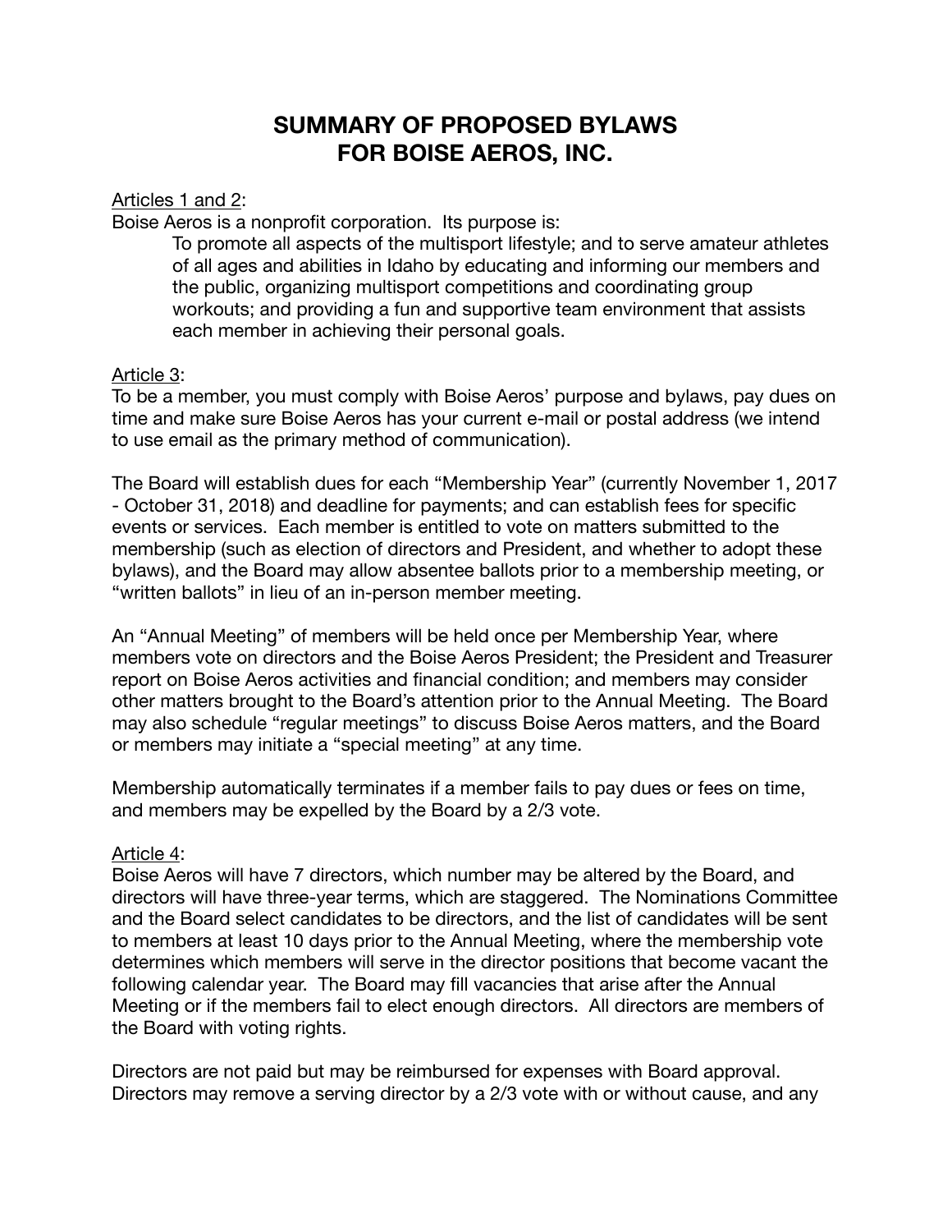# SUMMARY OF PROPOSED BYLAWS FOR BOISE AEROS, INC.

<u>Articles 1 and 2</u>:

Boise Aeros is a nonprofit corporation. Its purpose is:

> To promote all aspects of the multisport lifestyle; and to serve amateur athletes of all ages and abilities in Idaho by educating and informing our members and the public, organizing multisport competitions and coordinating group workouts; and providing a fun and supportive team environment that assists each member in achieving their personal goals.

<u>Article 3</u>:

To be a member, you must comply with Boise Aeros' purpose and bylaws, pay dues on time and make sure Boise Aeros has your current e-mail or postal address (we intend to use email as the primary method of communication).

The Board will establish dues for each "Membership Year" (currently November 1, 2017 - October 31, 2018) and deadline for payments; and can establish fees for specific events or services. Each member is entitled to vote on matters submitted to the membership (such as election of directors and President, and whether to adopt these bylaws), and the Board may allow absentee ballots prior to a membership meeting, or "written ballots" in lieu of an in-person member meeting.

An "Annual Meeting" of members will be held once per Membership Year, where members vote on directors and the Boise Aeros President; the President and Treasurer report on Boise Aeros activities and financial condition; and members may consider other matters brought to the Board's attention prior to the Annual Meeting. The Board may also schedule "regular meetings" to discuss Boise Aeros matters, and the Board or members may initiate a "special meeting" at any time.

Membership automatically terminates if a member fails to pay dues or fees on time, and members may be expelled by the Board by a 2/3 vote.

<u>Article 4</u>:

Boise Aeros will have 7 directors, which number may be altered by the Board, and directors will have three-year terms, which are staggered. The Nominations Committee and the Board select candidates to be directors, and the list of candidates will be sent to members at least 10 days prior to the Annual Meeting, where the membership vote determines which members will serve in the director positions that become vacant the following calendar year. The Board may fill vacancies that arise after the Annual Meeting or if the members fail to elect enough directors. All directors are members of the Board with voting rights.

Directors are not paid but may be reimbursed for expenses with Board approval. Directors may remove a serving director by a 2/3 vote with or without cause, and any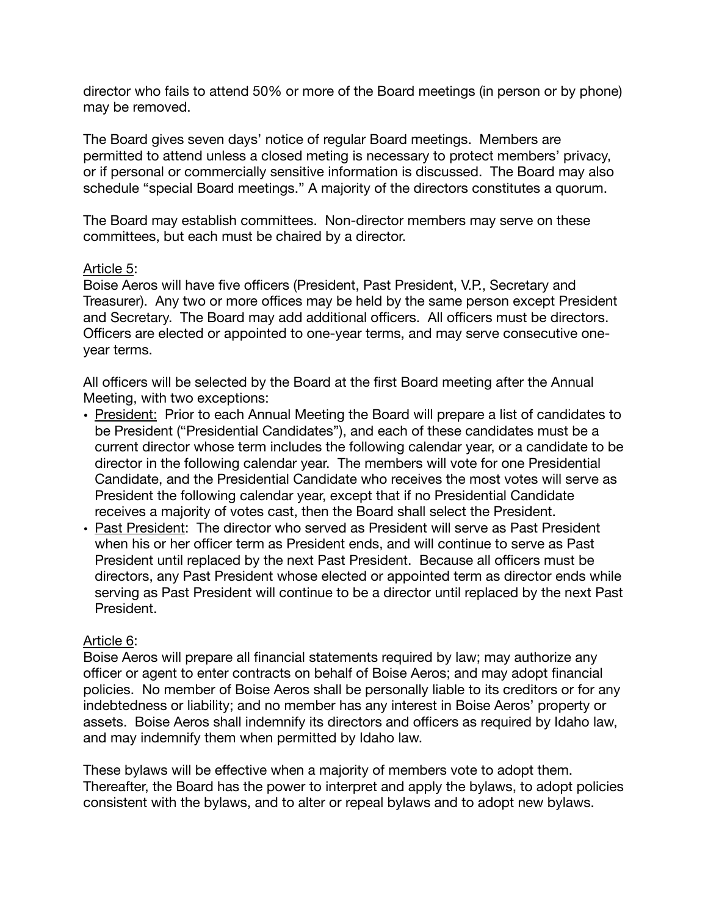director who fails to attend 50% or more of the Board meetings (in person or by phone) may be removed.

The Board gives seven days' notice of regular Board meetings. Members are permitted to attend unless a closed meting is necessary to protect members' privacy, or if personal or commercially sensitive information is discussed. The Board may also schedule "special Board meetings." A majority of the directors constitutes a quorum.

The Board may establish committees. Non-director members may serve on these committees, but each must be chaired by a director.

<u>Article 5</u>:
Boise Aeros will have five officers (President, Past President, V.P., Secretary and Treasurer). Any two or more offices may be held by the same person except President and Secretary. The Board may add additional officers. All officers must be directors. Officers are elected or appointed to one-year terms, and may serve consecutive one-year terms.

All officers will be selected by the Board at the first Board meeting after the Annual Meeting, with two exceptions:

- <u>President:</u> Prior to each Annual Meeting the Board will prepare a list of candidates to be President ("Presidential Candidates"), and each of these candidates must be a current director whose term includes the following calendar year, or a candidate to be director in the following calendar year. The members will vote for one Presidential Candidate, and the Presidential Candidate who receives the most votes will serve as President the following calendar year, except that if no Presidential Candidate receives a majority of votes cast, then the Board shall select the President.
- <u>Past President</u>: The director who served as President will serve as Past President when his or her officer term as President ends, and will continue to serve as Past President until replaced by the next Past President. Because all officers must be directors, any Past President whose elected or appointed term as director ends while serving as Past President will continue to be a director until replaced by the next Past President.

<u>Article 6</u>:
Boise Aeros will prepare all financial statements required by law; may authorize any officer or agent to enter contracts on behalf of Boise Aeros; and may adopt financial policies. No member of Boise Aeros shall be personally liable to its creditors or for any indebtedness or liability; and no member has any interest in Boise Aeros' property or assets. Boise Aeros shall indemnify its directors and officers as required by Idaho law, and may indemnify them when permitted by Idaho law.

These bylaws will be effective when a majority of members vote to adopt them. Thereafter, the Board has the power to interpret and apply the bylaws, to adopt policies consistent with the bylaws, and to alter or repeal bylaws and to adopt new bylaws.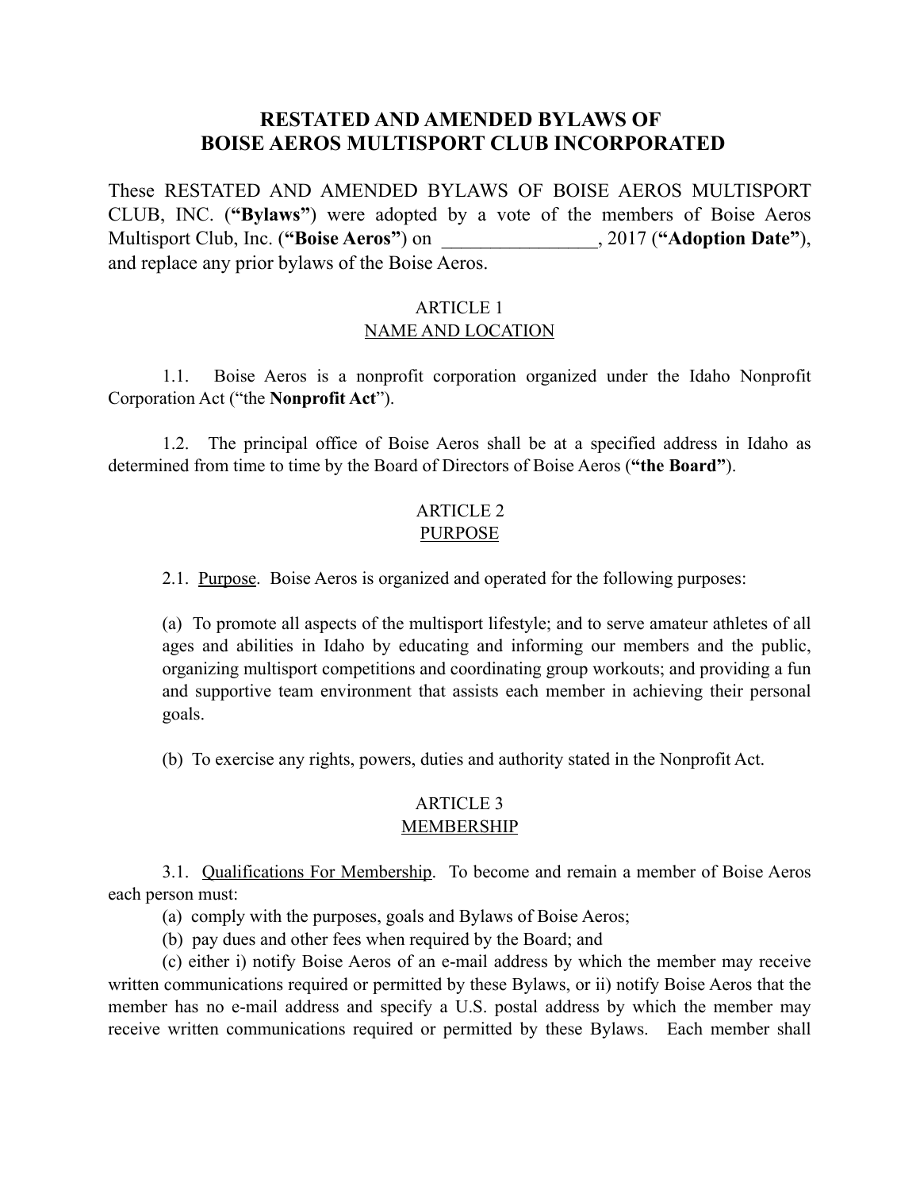# RESTATED AND AMENDED BYLAWS OF BOISE AEROS MULTISPORT CLUB INCORPORATED

These RESTATED AND AMENDED BYLAWS OF BOISE AEROS MULTISPORT CLUB, INC. (**"Bylaws"**) were adopted by a vote of the members of Boise Aeros Multisport Club, Inc. (**"Boise Aeros"**) on ________________, 2017 (**"Adoption Date"**), and replace any prior bylaws of the Boise Aeros.

## ARTICLE 1
## NAME AND LOCATION

1.1. Boise Aeros is a nonprofit corporation organized under the Idaho Nonprofit Corporation Act ("the **Nonprofit Act**").

1.2. The principal office of Boise Aeros shall be at a specified address in Idaho as determined from time to time by the Board of Directors of Boise Aeros (**"the Board"**).

## ARTICLE 2
## PURPOSE

2.1. Purpose. Boise Aeros is organized and operated for the following purposes:

(a) To promote all aspects of the multisport lifestyle; and to serve amateur athletes of all ages and abilities in Idaho by educating and informing our members and the public, organizing multisport competitions and coordinating group workouts; and providing a fun and supportive team environment that assists each member in achieving their personal goals.

(b) To exercise any rights, powers, duties and authority stated in the Nonprofit Act.

## ARTICLE 3
## MEMBERSHIP

3.1. Qualifications For Membership. To become and remain a member of Boise Aeros each person must:

(a) comply with the purposes, goals and Bylaws of Boise Aeros;

(b) pay dues and other fees when required by the Board; and

(c) either i) notify Boise Aeros of an e-mail address by which the member may receive written communications required or permitted by these Bylaws, or ii) notify Boise Aeros that the member has no e-mail address and specify a U.S. postal address by which the member may receive written communications required or permitted by these Bylaws. Each member shall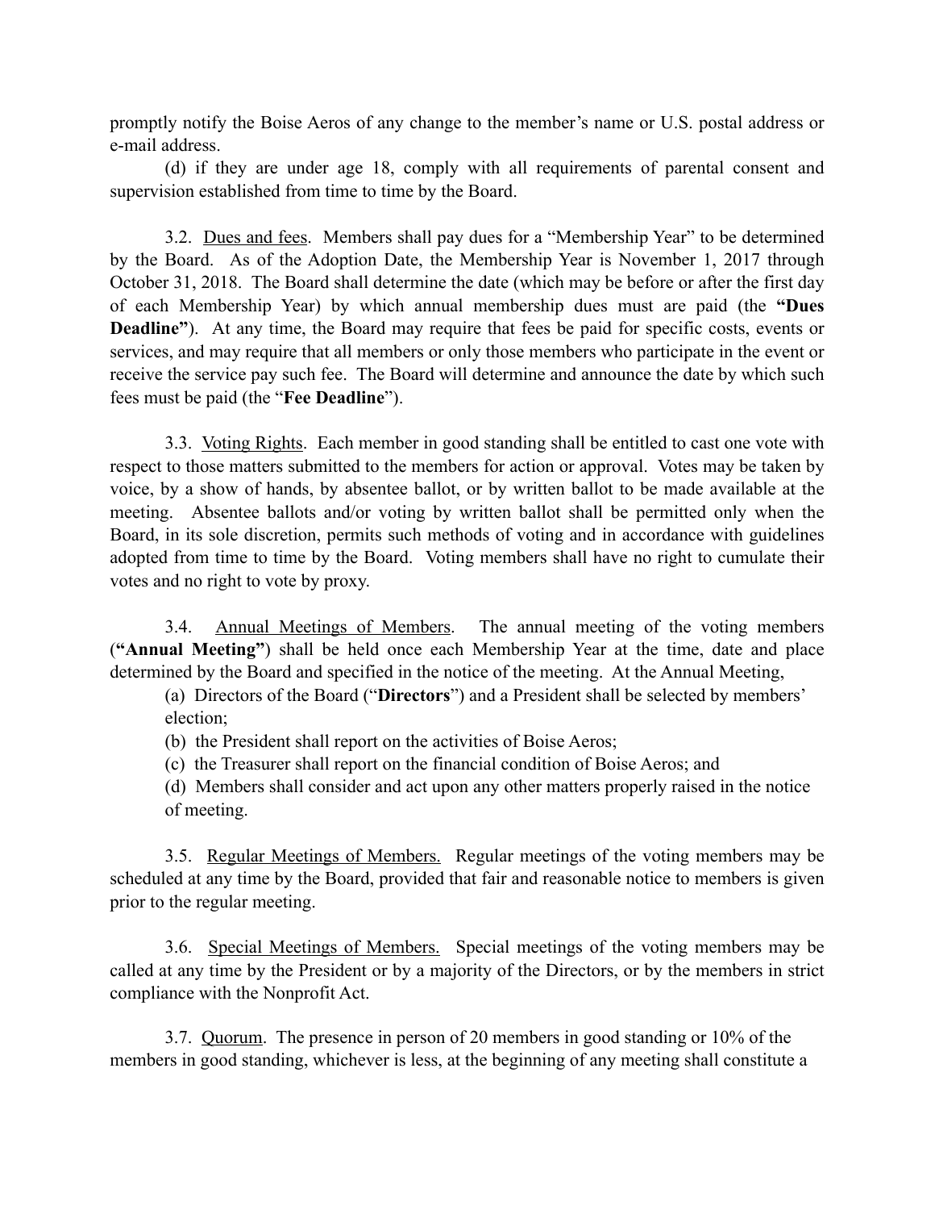promptly notify the Boise Aeros of any change to the member's name or U.S. postal address or e-mail address.

(d) if they are under age 18, comply with all requirements of parental consent and supervision established from time to time by the Board.

3.2. Dues and fees. Members shall pay dues for a "Membership Year" to be determined by the Board. As of the Adoption Date, the Membership Year is November 1, 2017 through October 31, 2018. The Board shall determine the date (which may be before or after the first day of each Membership Year) by which annual membership dues must are paid (the **"Dues Deadline"**). At any time, the Board may require that fees be paid for specific costs, events or services, and may require that all members or only those members who participate in the event or receive the service pay such fee. The Board will determine and announce the date by which such fees must be paid (the "**Fee Deadline**").

3.3. Voting Rights. Each member in good standing shall be entitled to cast one vote with respect to those matters submitted to the members for action or approval. Votes may be taken by voice, by a show of hands, by absentee ballot, or by written ballot to be made available at the meeting. Absentee ballots and/or voting by written ballot shall be permitted only when the Board, in its sole discretion, permits such methods of voting and in accordance with guidelines adopted from time to time by the Board. Voting members shall have no right to cumulate their votes and no right to vote by proxy.

3.4. Annual Meetings of Members. The annual meeting of the voting members (**"Annual Meeting"**) shall be held once each Membership Year at the time, date and place determined by the Board and specified in the notice of the meeting. At the Annual Meeting,

(a) Directors of the Board ("**Directors**") and a President shall be selected by members' election;

(b) the President shall report on the activities of Boise Aeros;

(c) the Treasurer shall report on the financial condition of Boise Aeros; and

(d) Members shall consider and act upon any other matters properly raised in the notice of meeting.

3.5. Regular Meetings of Members. Regular meetings of the voting members may be scheduled at any time by the Board, provided that fair and reasonable notice to members is given prior to the regular meeting.

3.6. Special Meetings of Members. Special meetings of the voting members may be called at any time by the President or by a majority of the Directors, or by the members in strict compliance with the Nonprofit Act.

3.7. Quorum. The presence in person of 20 members in good standing or 10% of the members in good standing, whichever is less, at the beginning of any meeting shall constitute a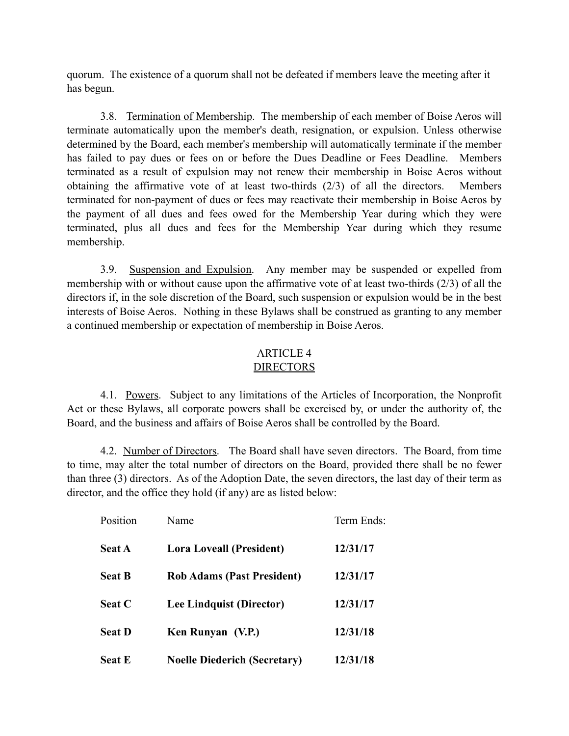quorum. The existence of a quorum shall not be defeated if members leave the meeting after it has begun.

3.8. Termination of Membership. The membership of each member of Boise Aeros will terminate automatically upon the member's death, resignation, or expulsion. Unless otherwise determined by the Board, each member's membership will automatically terminate if the member has failed to pay dues or fees on or before the Dues Deadline or Fees Deadline. Members terminated as a result of expulsion may not renew their membership in Boise Aeros without obtaining the affirmative vote of at least two-thirds (2/3) of all the directors. Members terminated for non-payment of dues or fees may reactivate their membership in Boise Aeros by the payment of all dues and fees owed for the Membership Year during which they were terminated, plus all dues and fees for the Membership Year during which they resume membership.

3.9. Suspension and Expulsion. Any member may be suspended or expelled from membership with or without cause upon the affirmative vote of at least two-thirds (2/3) of all the directors if, in the sole discretion of the Board, such suspension or expulsion would be in the best interests of Boise Aeros. Nothing in these Bylaws shall be construed as granting to any member a continued membership or expectation of membership in Boise Aeros.

## ARTICLE 4
## DIRECTORS

4.1. Powers. Subject to any limitations of the Articles of Incorporation, the Nonprofit Act or these Bylaws, all corporate powers shall be exercised by, or under the authority of, the Board, and the business and affairs of Boise Aeros shall be controlled by the Board.

4.2. Number of Directors. The Board shall have seven directors. The Board, from time to time, may alter the total number of directors on the Board, provided there shall be no fewer than three (3) directors. As of the Adoption Date, the seven directors, the last day of their term as director, and the office they hold (if any) are as listed below:

| Position | Name | Term Ends: |
|---|---|---|
| **Seat A** | **Lora Loveall (President)** | **12/31/17** |
| **Seat B** | **Rob Adams (Past President)** | **12/31/17** |
| **Seat C** | **Lee Lindquist (Director)** | **12/31/17** |
| **Seat D** | **Ken Runyan (V.P.)** | **12/31/18** |
| **Seat E** | **Noelle Diederich (Secretary)** | **12/31/18** |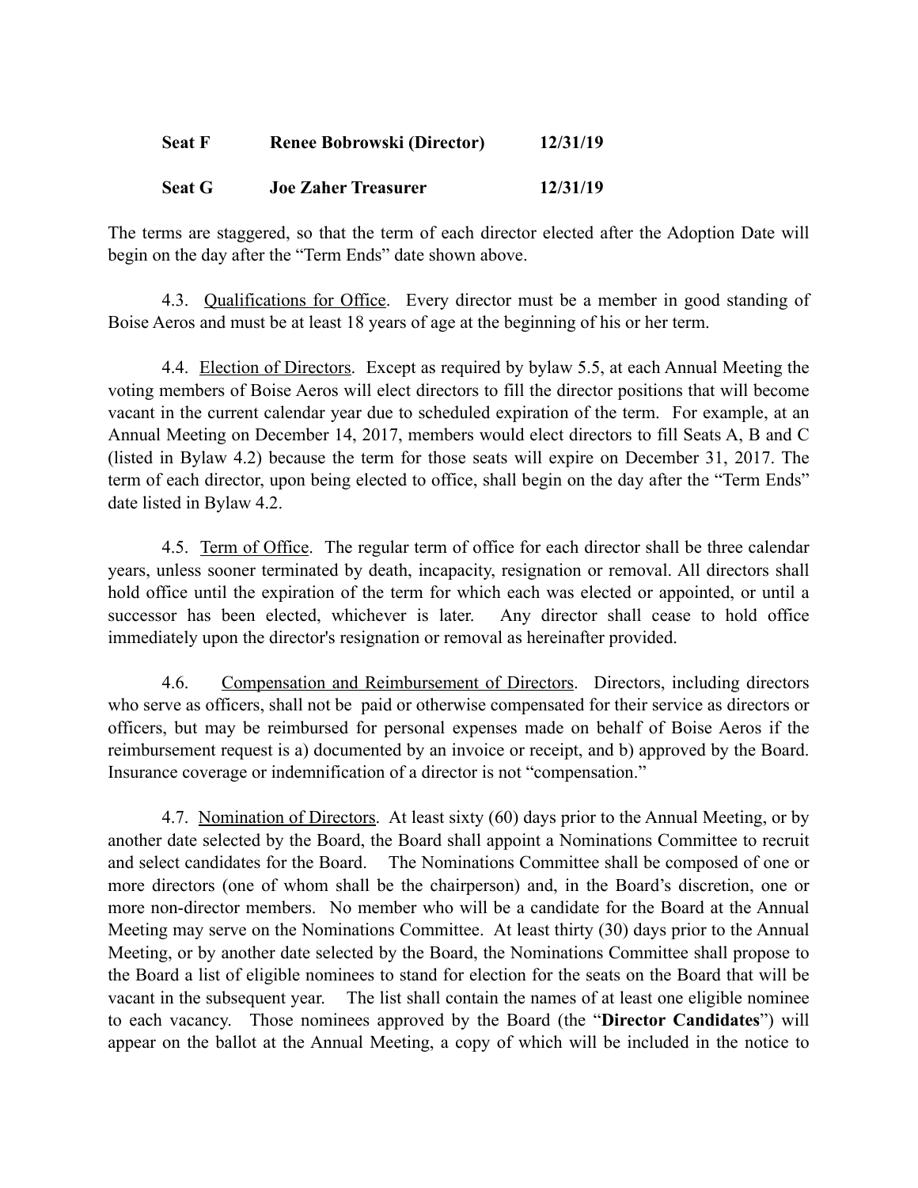| | | |
|---|---|---|
| **Seat F** | **Renee Bobrowski (Director)** | **12/31/19** |
| **Seat G** | **Joe Zaher Treasurer** | **12/31/19** |

The terms are staggered, so that the term of each director elected after the Adoption Date will begin on the day after the "Term Ends" date shown above.

4.3. Qualifications for Office. Every director must be a member in good standing of Boise Aeros and must be at least 18 years of age at the beginning of his or her term.

4.4. Election of Directors. Except as required by bylaw 5.5, at each Annual Meeting the voting members of Boise Aeros will elect directors to fill the director positions that will become vacant in the current calendar year due to scheduled expiration of the term. For example, at an Annual Meeting on December 14, 2017, members would elect directors to fill Seats A, B and C (listed in Bylaw 4.2) because the term for those seats will expire on December 31, 2017. The term of each director, upon being elected to office, shall begin on the day after the "Term Ends" date listed in Bylaw 4.2.

4.5. Term of Office. The regular term of office for each director shall be three calendar years, unless sooner terminated by death, incapacity, resignation or removal. All directors shall hold office until the expiration of the term for which each was elected or appointed, or until a successor has been elected, whichever is later. Any director shall cease to hold office immediately upon the director's resignation or removal as hereinafter provided.

4.6. Compensation and Reimbursement of Directors. Directors, including directors who serve as officers, shall not be paid or otherwise compensated for their service as directors or officers, but may be reimbursed for personal expenses made on behalf of Boise Aeros if the reimbursement request is a) documented by an invoice or receipt, and b) approved by the Board. Insurance coverage or indemnification of a director is not "compensation."

4.7. Nomination of Directors. At least sixty (60) days prior to the Annual Meeting, or by another date selected by the Board, the Board shall appoint a Nominations Committee to recruit and select candidates for the Board. The Nominations Committee shall be composed of one or more directors (one of whom shall be the chairperson) and, in the Board's discretion, one or more non-director members. No member who will be a candidate for the Board at the Annual Meeting may serve on the Nominations Committee. At least thirty (30) days prior to the Annual Meeting, or by another date selected by the Board, the Nominations Committee shall propose to the Board a list of eligible nominees to stand for election for the seats on the Board that will be vacant in the subsequent year. The list shall contain the names of at least one eligible nominee to each vacancy. Those nominees approved by the Board (the "**Director Candidates**") will appear on the ballot at the Annual Meeting, a copy of which will be included in the notice to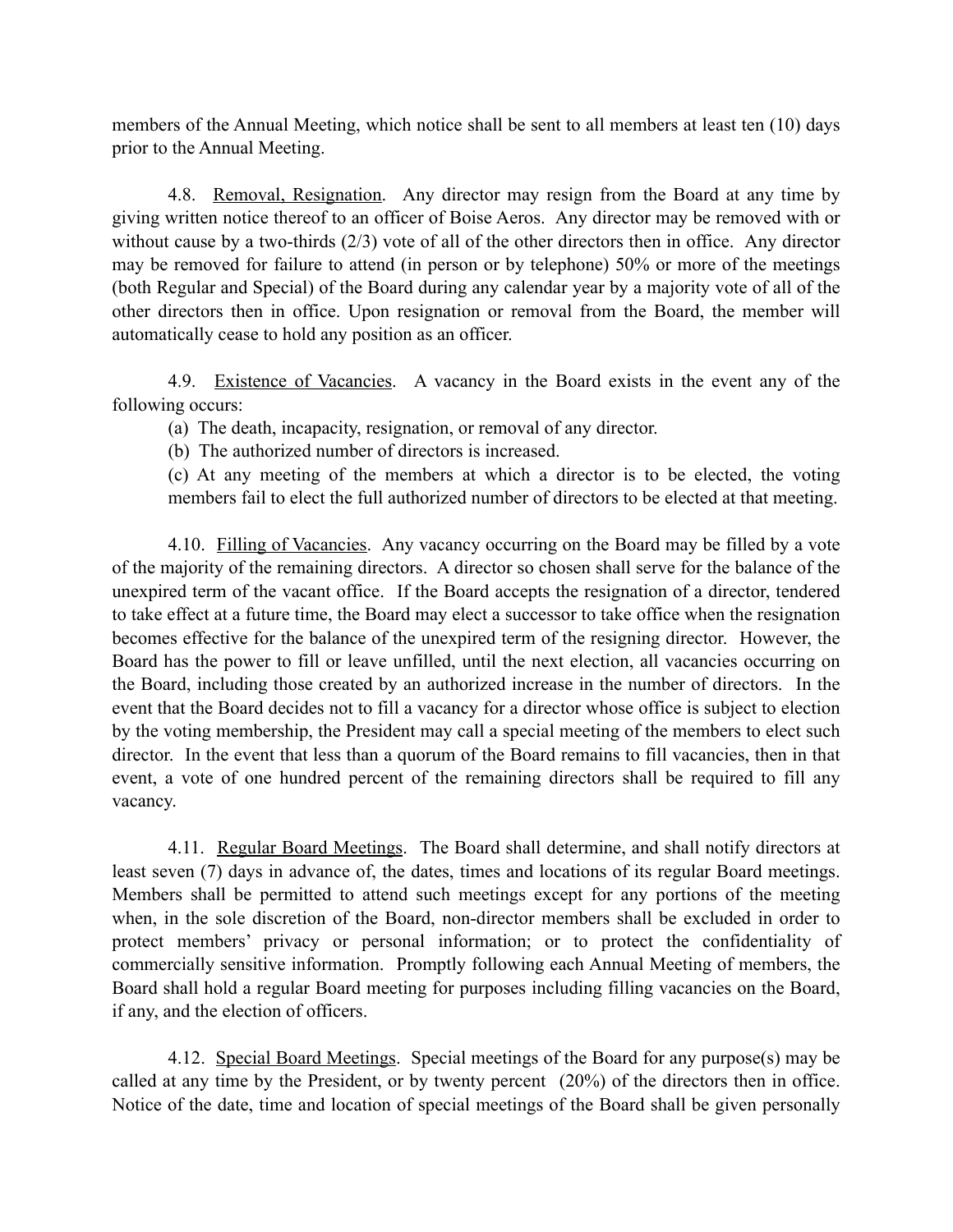members of the Annual Meeting, which notice shall be sent to all members at least ten (10) days prior to the Annual Meeting.

4.8. Removal, Resignation. Any director may resign from the Board at any time by giving written notice thereof to an officer of Boise Aeros. Any director may be removed with or without cause by a two-thirds (2/3) vote of all of the other directors then in office. Any director may be removed for failure to attend (in person or by telephone) 50% or more of the meetings (both Regular and Special) of the Board during any calendar year by a majority vote of all of the other directors then in office. Upon resignation or removal from the Board, the member will automatically cease to hold any position as an officer.

4.9. Existence of Vacancies. A vacancy in the Board exists in the event any of the following occurs:

(a) The death, incapacity, resignation, or removal of any director.

(b) The authorized number of directors is increased.

(c) At any meeting of the members at which a director is to be elected, the voting members fail to elect the full authorized number of directors to be elected at that meeting.

4.10. Filling of Vacancies. Any vacancy occurring on the Board may be filled by a vote of the majority of the remaining directors. A director so chosen shall serve for the balance of the unexpired term of the vacant office. If the Board accepts the resignation of a director, tendered to take effect at a future time, the Board may elect a successor to take office when the resignation becomes effective for the balance of the unexpired term of the resigning director. However, the Board has the power to fill or leave unfilled, until the next election, all vacancies occurring on the Board, including those created by an authorized increase in the number of directors. In the event that the Board decides not to fill a vacancy for a director whose office is subject to election by the voting membership, the President may call a special meeting of the members to elect such director. In the event that less than a quorum of the Board remains to fill vacancies, then in that event, a vote of one hundred percent of the remaining directors shall be required to fill any vacancy.

4.11. Regular Board Meetings. The Board shall determine, and shall notify directors at least seven (7) days in advance of, the dates, times and locations of its regular Board meetings. Members shall be permitted to attend such meetings except for any portions of the meeting when, in the sole discretion of the Board, non-director members shall be excluded in order to protect members' privacy or personal information; or to protect the confidentiality of commercially sensitive information. Promptly following each Annual Meeting of members, the Board shall hold a regular Board meeting for purposes including filling vacancies on the Board, if any, and the election of officers.

4.12. Special Board Meetings. Special meetings of the Board for any purpose(s) may be called at any time by the President, or by twenty percent (20%) of the directors then in office. Notice of the date, time and location of special meetings of the Board shall be given personally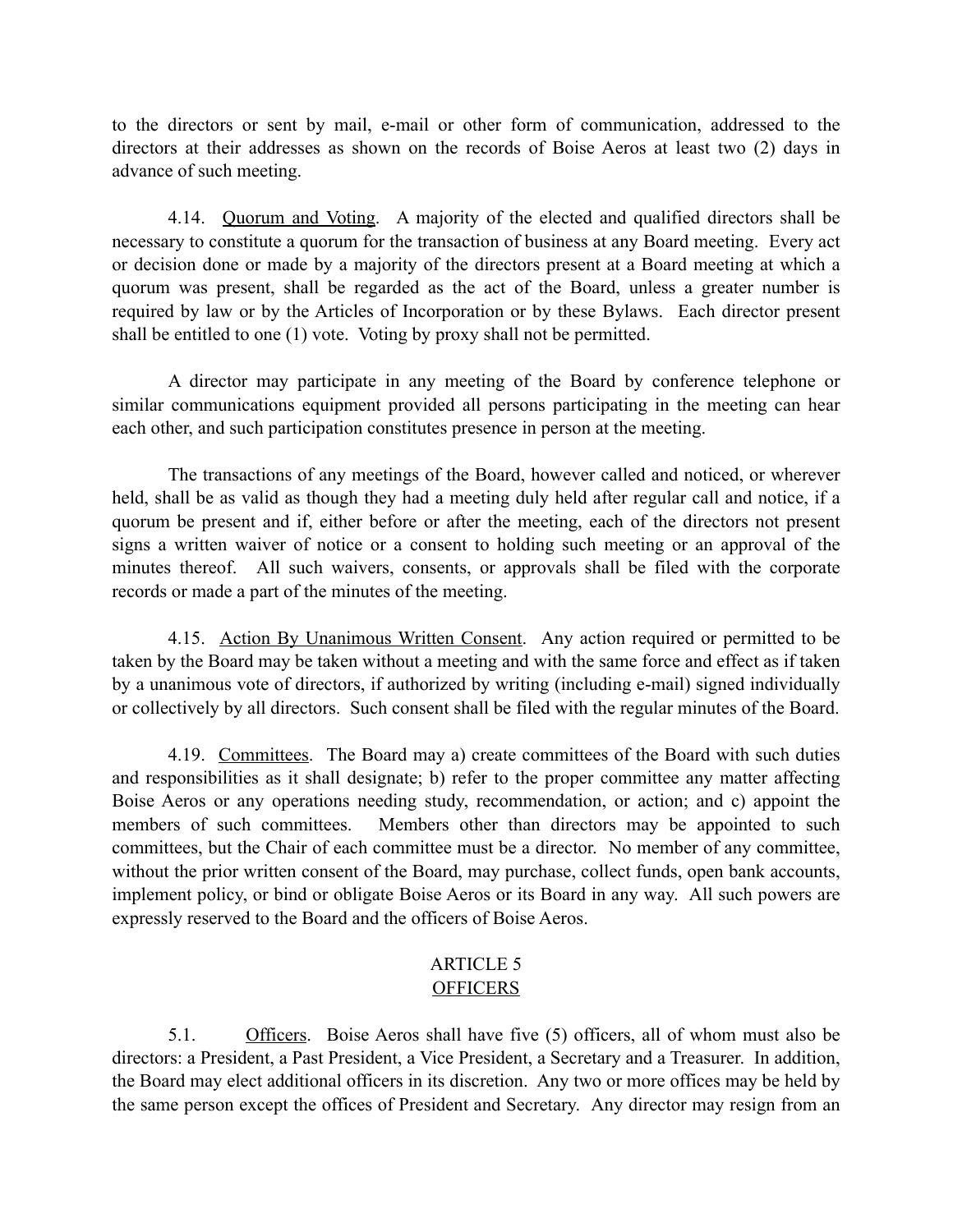to the directors or sent by mail, e-mail or other form of communication, addressed to the directors at their addresses as shown on the records of Boise Aeros at least two (2) days in advance of such meeting.

4.14. Quorum and Voting. A majority of the elected and qualified directors shall be necessary to constitute a quorum for the transaction of business at any Board meeting. Every act or decision done or made by a majority of the directors present at a Board meeting at which a quorum was present, shall be regarded as the act of the Board, unless a greater number is required by law or by the Articles of Incorporation or by these Bylaws. Each director present shall be entitled to one (1) vote. Voting by proxy shall not be permitted.

A director may participate in any meeting of the Board by conference telephone or similar communications equipment provided all persons participating in the meeting can hear each other, and such participation constitutes presence in person at the meeting.

The transactions of any meetings of the Board, however called and noticed, or wherever held, shall be as valid as though they had a meeting duly held after regular call and notice, if a quorum be present and if, either before or after the meeting, each of the directors not present signs a written waiver of notice or a consent to holding such meeting or an approval of the minutes thereof. All such waivers, consents, or approvals shall be filed with the corporate records or made a part of the minutes of the meeting.

4.15. Action By Unanimous Written Consent. Any action required or permitted to be taken by the Board may be taken without a meeting and with the same force and effect as if taken by a unanimous vote of directors, if authorized by writing (including e-mail) signed individually or collectively by all directors. Such consent shall be filed with the regular minutes of the Board.

4.19. Committees. The Board may a) create committees of the Board with such duties and responsibilities as it shall designate; b) refer to the proper committee any matter affecting Boise Aeros or any operations needing study, recommendation, or action; and c) appoint the members of such committees. Members other than directors may be appointed to such committees, but the Chair of each committee must be a director. No member of any committee, without the prior written consent of the Board, may purchase, collect funds, open bank accounts, implement policy, or bind or obligate Boise Aeros or its Board in any way. All such powers are expressly reserved to the Board and the officers of Boise Aeros.

## ARTICLE 5
## OFFICERS

5.1. Officers. Boise Aeros shall have five (5) officers, all of whom must also be directors: a President, a Past President, a Vice President, a Secretary and a Treasurer. In addition, the Board may elect additional officers in its discretion. Any two or more offices may be held by the same person except the offices of President and Secretary. Any director may resign from an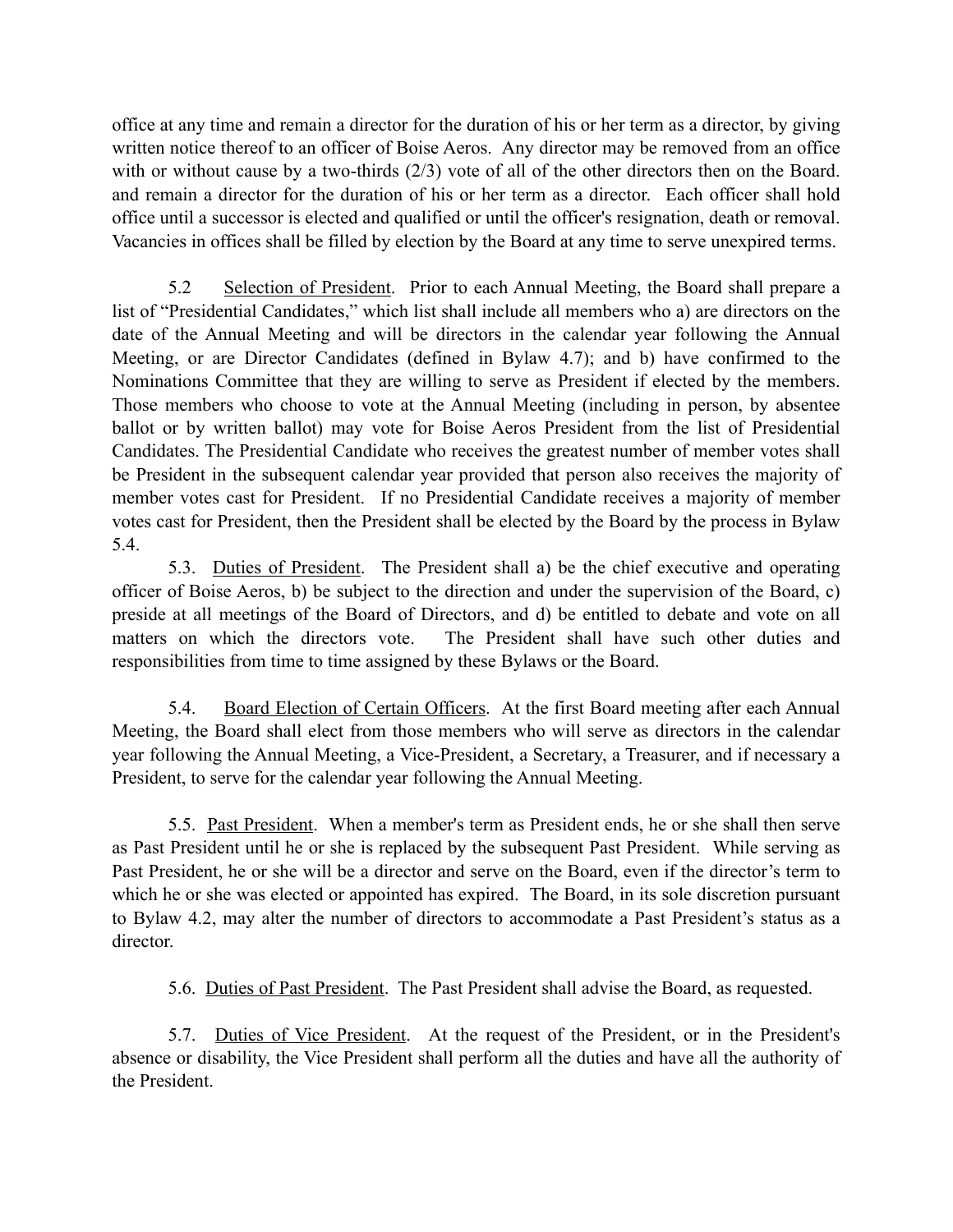office at any time and remain a director for the duration of his or her term as a director, by giving written notice thereof to an officer of Boise Aeros. Any director may be removed from an office with or without cause by a two-thirds (2/3) vote of all of the other directors then on the Board. and remain a director for the duration of his or her term as a director. Each officer shall hold office until a successor is elected and qualified or until the officer's resignation, death or removal. Vacancies in offices shall be filled by election by the Board at any time to serve unexpired terms.

5.2 Selection of President. Prior to each Annual Meeting, the Board shall prepare a list of "Presidential Candidates," which list shall include all members who a) are directors on the date of the Annual Meeting and will be directors in the calendar year following the Annual Meeting, or are Director Candidates (defined in Bylaw 4.7); and b) have confirmed to the Nominations Committee that they are willing to serve as President if elected by the members. Those members who choose to vote at the Annual Meeting (including in person, by absentee ballot or by written ballot) may vote for Boise Aeros President from the list of Presidential Candidates. The Presidential Candidate who receives the greatest number of member votes shall be President in the subsequent calendar year provided that person also receives the majority of member votes cast for President. If no Presidential Candidate receives a majority of member votes cast for President, then the President shall be elected by the Board by the process in Bylaw 5.4.

5.3. Duties of President. The President shall a) be the chief executive and operating officer of Boise Aeros, b) be subject to the direction and under the supervision of the Board, c) preside at all meetings of the Board of Directors, and d) be entitled to debate and vote on all matters on which the directors vote. The President shall have such other duties and responsibilities from time to time assigned by these Bylaws or the Board.

5.4. Board Election of Certain Officers. At the first Board meeting after each Annual Meeting, the Board shall elect from those members who will serve as directors in the calendar year following the Annual Meeting, a Vice-President, a Secretary, a Treasurer, and if necessary a President, to serve for the calendar year following the Annual Meeting.

5.5. Past President. When a member's term as President ends, he or she shall then serve as Past President until he or she is replaced by the subsequent Past President. While serving as Past President, he or she will be a director and serve on the Board, even if the director's term to which he or she was elected or appointed has expired. The Board, in its sole discretion pursuant to Bylaw 4.2, may alter the number of directors to accommodate a Past President's status as a director.

5.6. Duties of Past President. The Past President shall advise the Board, as requested.

5.7. Duties of Vice President. At the request of the President, or in the President's absence or disability, the Vice President shall perform all the duties and have all the authority of the President.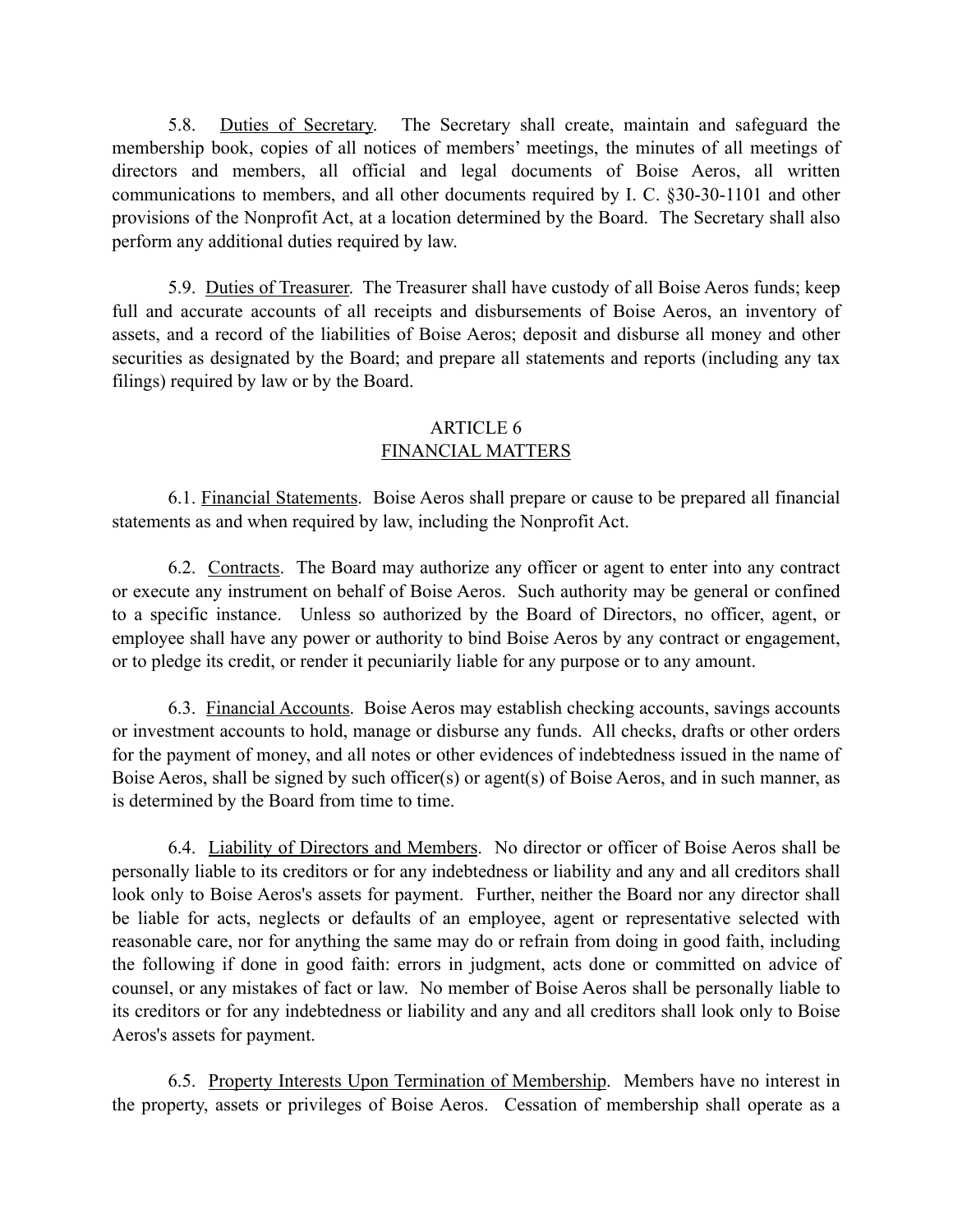5.8. Duties of Secretary. The Secretary shall create, maintain and safeguard the membership book, copies of all notices of members' meetings, the minutes of all meetings of directors and members, all official and legal documents of Boise Aeros, all written communications to members, and all other documents required by I. C. §30-30-1101 and other provisions of the Nonprofit Act, at a location determined by the Board. The Secretary shall also perform any additional duties required by law.

5.9. Duties of Treasurer. The Treasurer shall have custody of all Boise Aeros funds; keep full and accurate accounts of all receipts and disbursements of Boise Aeros, an inventory of assets, and a record of the liabilities of Boise Aeros; deposit and disburse all money and other securities as designated by the Board; and prepare all statements and reports (including any tax filings) required by law or by the Board.

## ARTICLE 6
## FINANCIAL MATTERS

6.1. Financial Statements. Boise Aeros shall prepare or cause to be prepared all financial statements as and when required by law, including the Nonprofit Act.

6.2. Contracts. The Board may authorize any officer or agent to enter into any contract or execute any instrument on behalf of Boise Aeros. Such authority may be general or confined to a specific instance. Unless so authorized by the Board of Directors, no officer, agent, or employee shall have any power or authority to bind Boise Aeros by any contract or engagement, or to pledge its credit, or render it pecuniarily liable for any purpose or to any amount.

6.3. Financial Accounts. Boise Aeros may establish checking accounts, savings accounts or investment accounts to hold, manage or disburse any funds. All checks, drafts or other orders for the payment of money, and all notes or other evidences of indebtedness issued in the name of Boise Aeros, shall be signed by such officer(s) or agent(s) of Boise Aeros, and in such manner, as is determined by the Board from time to time.

6.4. Liability of Directors and Members. No director or officer of Boise Aeros shall be personally liable to its creditors or for any indebtedness or liability and any and all creditors shall look only to Boise Aeros's assets for payment. Further, neither the Board nor any director shall be liable for acts, neglects or defaults of an employee, agent or representative selected with reasonable care, nor for anything the same may do or refrain from doing in good faith, including the following if done in good faith: errors in judgment, acts done or committed on advice of counsel, or any mistakes of fact or law. No member of Boise Aeros shall be personally liable to its creditors or for any indebtedness or liability and any and all creditors shall look only to Boise Aeros's assets for payment.

6.5. Property Interests Upon Termination of Membership. Members have no interest in the property, assets or privileges of Boise Aeros. Cessation of membership shall operate as a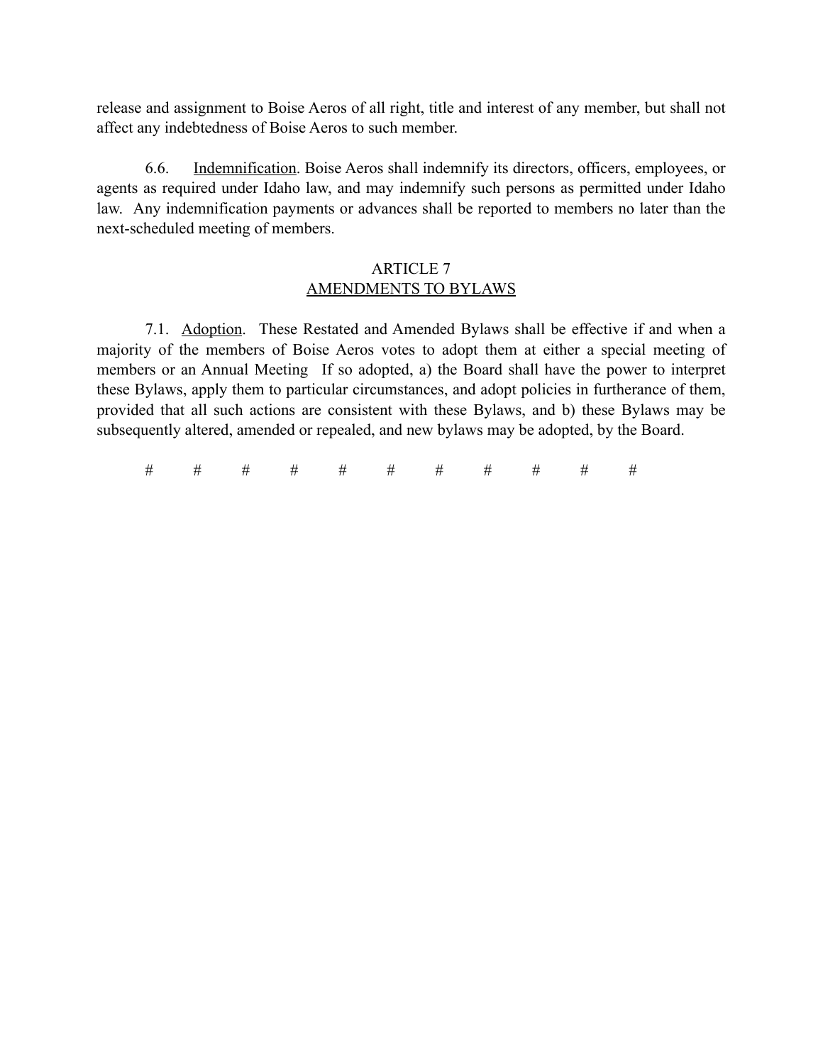release and assignment to Boise Aeros of all right, title and interest of any member, but shall not affect any indebtedness of Boise Aeros to such member.

6.6. Indemnification. Boise Aeros shall indemnify its directors, officers, employees, or agents as required under Idaho law, and may indemnify such persons as permitted under Idaho law. Any indemnification payments or advances shall be reported to members no later than the next-scheduled meeting of members.

## ARTICLE 7
## AMENDMENTS TO BYLAWS

7.1. Adoption. These Restated and Amended Bylaws shall be effective if and when a majority of the members of Boise Aeros votes to adopt them at either a special meeting of members or an Annual Meeting If so adopted, a) the Board shall have the power to interpret these Bylaws, apply them to particular circumstances, and adopt policies in furtherance of them, provided that all such actions are consistent with these Bylaws, and b) these Bylaws may be subsequently altered, amended or repealed, and new bylaws may be adopted, by the Board.

# # # # # # # # # # #